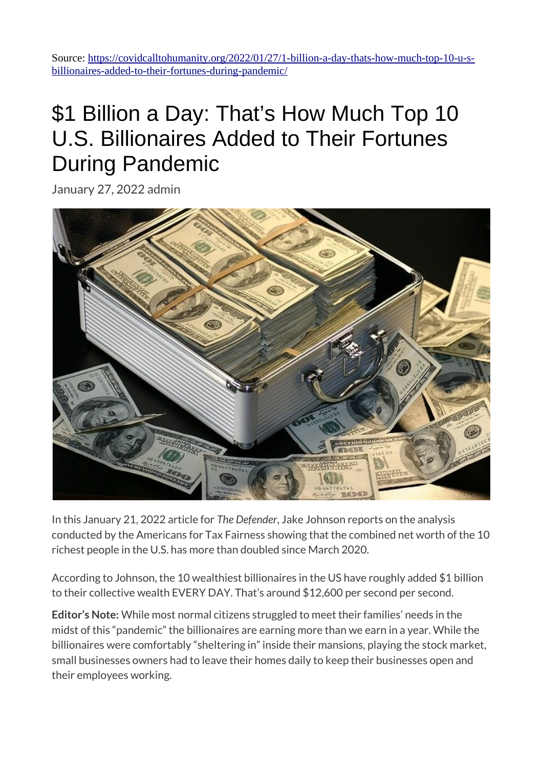Source: [https://covidcalltohumanity.org/2022/01/27/1-billion-a-day-thats-how-much-top-10-u-s-billionaires-added-to-their-fortunes-during-pandemic/](https://covidcalltohumanity.org/2022/01/27/1-billion-a-day-thats-how-much-top-10-u-s-billionaires-added-to-their-fortunes-during-pandemic/)

# $1 Billion a Day: That's How Much Top 10 U.S. Billionaires Added to Their Fortunes During Pandemic

January 27, 2022 admin

In this January 21, 2022 article for *The Defender*, Jake Johnson reports on the analysis conducted by the Americans for Tax Fairness showing that the combined net worth of the 10 richest people in the U.S. has more than doubled since March 2020.

According to Johnson, the 10 wealthiest billionaires in the US have roughly added $1 billion to their collective wealth EVERY DAY. That's around $12,600 per second per second.

**Editor's Note:** While most normal citizens struggled to meet their families' needs in the midst of this "pandemic" the billionaires are earning more than we earn in a year. While the billionaires were comfortably "sheltering in" inside their mansions, playing the stock market, small businesses owners had to leave their homes daily to keep their businesses open and their employees working.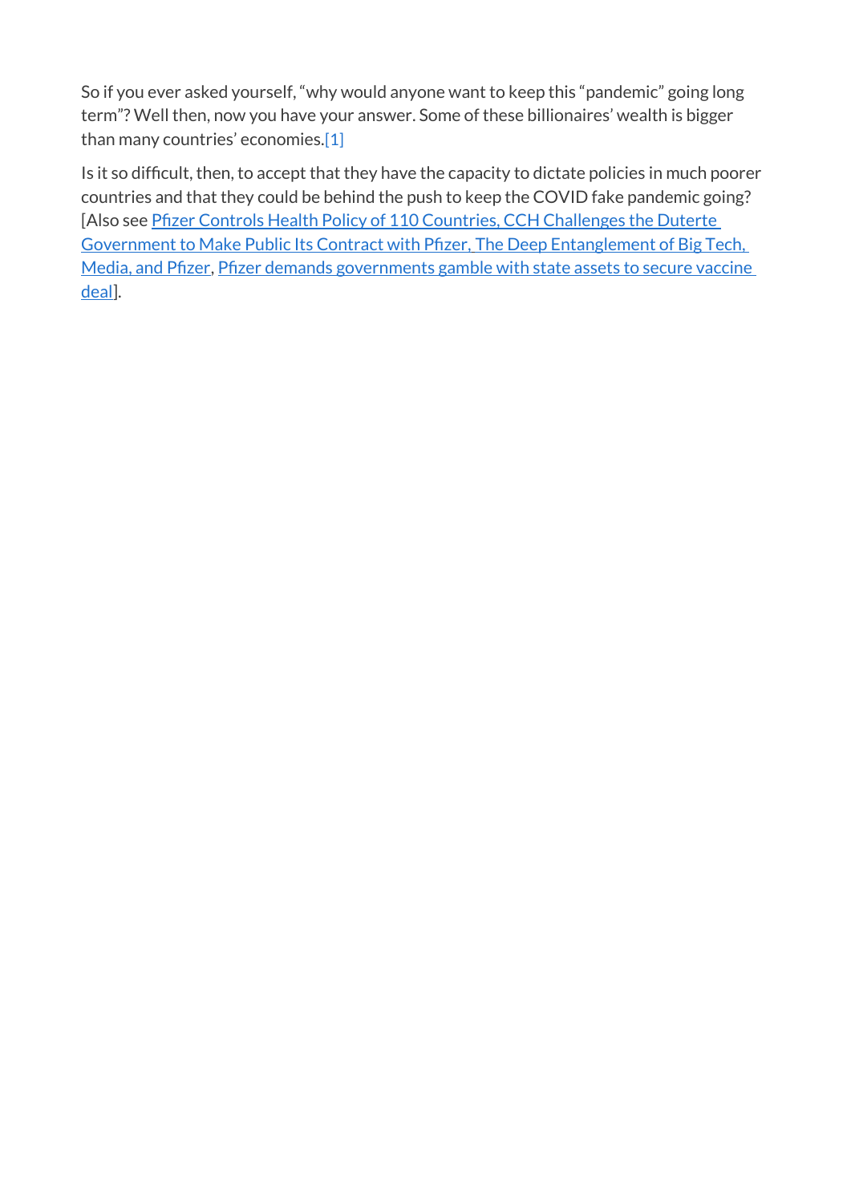So if you ever asked yourself, "why would anyone want to keep this "pandemic" going long term"? Well then, now you have your answer. Some of these billionaires' wealth is bigger than many countries' economies.[1]

Is it so difficult, then, to accept that they have the capacity to dictate policies in much poorer countries and that they could be behind the push to keep the COVID fake pandemic going? [Also see Pfizer Controls Health Policy of 110 Countries, CCH Challenges the Duterte Government to Make Public Its Contract with Pfizer, The Deep Entanglement of Big Tech, Media, and Pfizer, Pfizer demands governments gamble with state assets to secure vaccine deal].